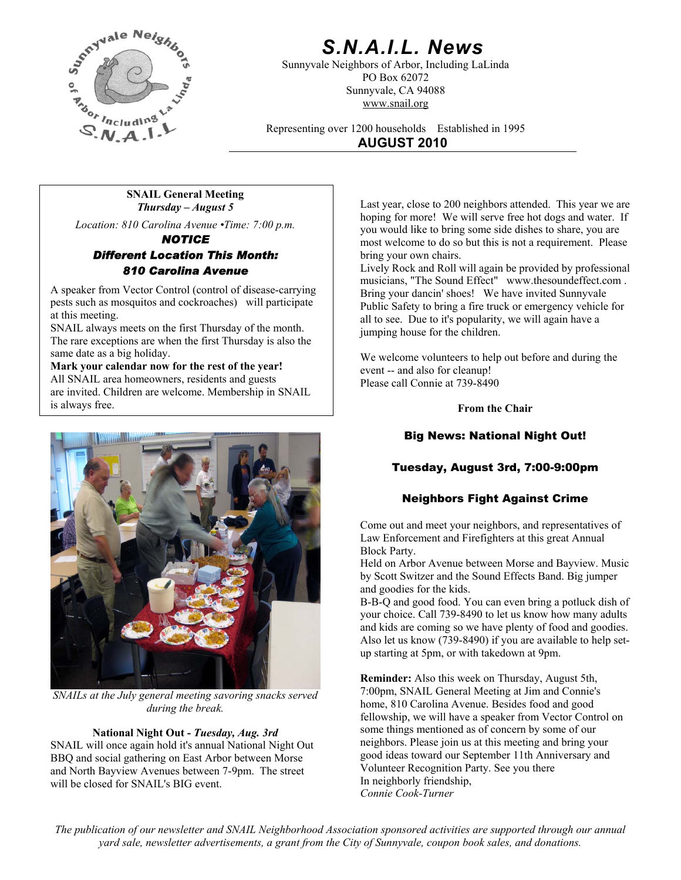# S.N.A.I.L. News

Sunnyvale Neighbors of Arbor, Including LaLinda
PO Box 62072
Sunnyvale, CA 94088
www.snail.org

Representing over 1200 households    Established in 1995

**AUGUST 2010**

---

**SNAIL General Meeting**
***Thursday – August 5***

*Location: 810 Carolina Avenue •Time: 7:00 p.m.*

***NOTICE***
***Different Location This Month:***
***810 Carolina Avenue***

A speaker from Vector Control (control of disease-carrying pests such as mosquitos and cockroaches) will participate at this meeting.

SNAIL always meets on the first Thursday of the month. The rare exceptions are when the first Thursday is also the same date as a big holiday.

**Mark your calendar now for the rest of the year!**

All SNAIL area homeowners, residents and guests are invited. Children are welcome. Membership in SNAIL is always free.

---

*SNAILs at the July general meeting savoring snacks served during the break.*

**National Night Out -** ***Tuesday, Aug. 3rd***

SNAIL will once again hold it's annual National Night Out BBQ and social gathering on East Arbor between Morse and North Bayview Avenues between 7-9pm. The street will be closed for SNAIL's BIG event.

Last year, close to 200 neighbors attended. This year we are hoping for more! We will serve free hot dogs and water. If you would like to bring some side dishes to share, you are most welcome to do so but this is not a requirement. Please bring your own chairs.

Lively Rock and Roll will again be provided by professional musicians, "The Sound Effect" www.thesoundeffect.com . Bring your dancin' shoes! We have invited Sunnyvale Public Safety to bring a fire truck or emergency vehicle for all to see. Due to it's popularity, we will again have a jumping house for the children.

We welcome volunteers to help out before and during the event -- and also for cleanup!
Please call Connie at 739-8490

**From the Chair**

### Big News: National Night Out!

### Tuesday, August 3rd, 7:00-9:00pm

### Neighbors Fight Against Crime

Come out and meet your neighbors, and representatives of Law Enforcement and Firefighters at this great Annual Block Party.

Held on Arbor Avenue between Morse and Bayview. Music by Scott Switzer and the Sound Effects Band. Big jumper and goodies for the kids.

B-B-Q and good food. You can even bring a potluck dish of your choice. Call 739-8490 to let us know how many adults and kids are coming so we have plenty of food and goodies. Also let us know (739-8490) if you are available to help set-up starting at 5pm, or with takedown at 9pm.

**Reminder:** Also this week on Thursday, August 5th, 7:00pm, SNAIL General Meeting at Jim and Connie's home, 810 Carolina Avenue. Besides food and good fellowship, we will have a speaker from Vector Control on some things mentioned as of concern by some of our neighbors. Please join us at this meeting and bring your good ideas toward our September 11th Anniversary and Volunteer Recognition Party. See you there

In neighborly friendship,
*Connie Cook-Turner*

---

*The publication of our newsletter and SNAIL Neighborhood Association sponsored activities are supported through our annual yard sale, newsletter advertisements, a grant from the City of Sunnyvale, coupon book sales, and donations.*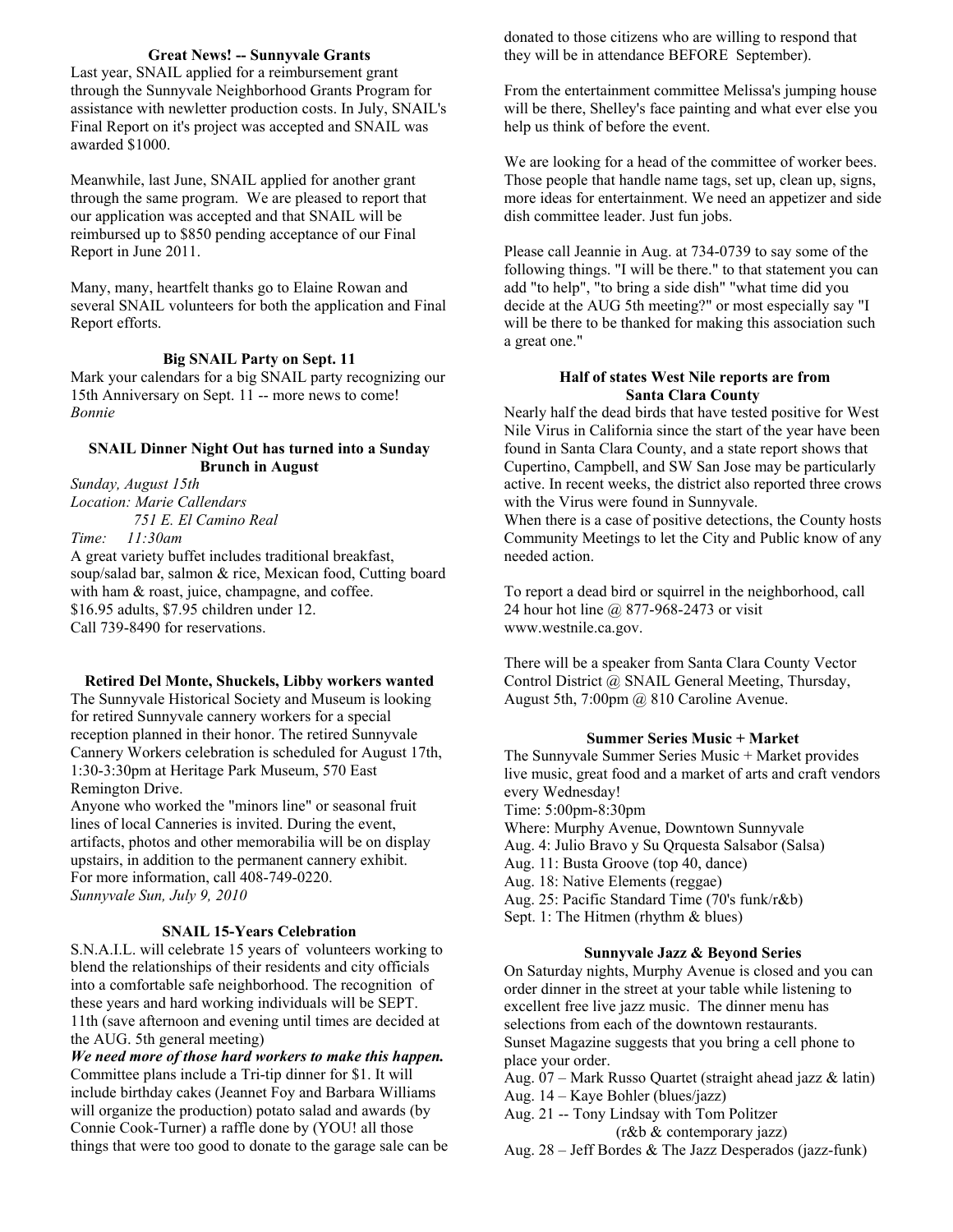### Great News! -- Sunnyvale Grants

Last year, SNAIL applied for a reimbursement grant through the Sunnyvale Neighborhood Grants Program for assistance with newletter production costs. In July, SNAIL's Final Report on it's project was accepted and SNAIL was awarded $1000.

Meanwhile, last June, SNAIL applied for another grant through the same program. We are pleased to report that our application was accepted and that SNAIL will be reimbursed up to $850 pending acceptance of our Final Report in June 2011.

Many, many, heartfelt thanks go to Elaine Rowan and several SNAIL volunteers for both the application and Final Report efforts.

### Big SNAIL Party on Sept. 11

Mark your calendars for a big SNAIL party recognizing our 15th Anniversary on Sept. 11 -- more news to come!
*Bonnie*

### SNAIL Dinner Night Out has turned into a Sunday Brunch in August

*Sunday, August 15th*
*Location: Marie Callendars*
*751 E. El Camino Real*
*Time: 11:30am*

A great variety buffet includes traditional breakfast, soup/salad bar, salmon & rice, Mexican food, Cutting board with ham & roast, juice, champagne, and coffee.
$16.95 adults, $7.95 children under 12.
Call 739-8490 for reservations.

### Retired Del Monte, Shuckels, Libby workers wanted

The Sunnyvale Historical Society and Museum is looking for retired Sunnyvale cannery workers for a special reception planned in their honor. The retired Sunnyvale Cannery Workers celebration is scheduled for August 17th, 1:30-3:30pm at Heritage Park Museum, 570 East Remington Drive.
Anyone who worked the "minors line" or seasonal fruit lines of local Canneries is invited. During the event, artifacts, photos and other memorabilia will be on display upstairs, in addition to the permanent cannery exhibit. For more information, call 408-749-0220.
*Sunnyvale Sun, July 9, 2010*

### SNAIL 15-Years Celebration

S.N.A.I.L. will celebrate 15 years of volunteers working to blend the relationships of their residents and city officials into a comfortable safe neighborhood. The recognition of these years and hard working individuals will be SEPT. 11th (save afternoon and evening until times are decided at the AUG. 5th general meeting)

***We need more of those hard workers to make this happen.***
Committee plans include a Tri-tip dinner for $1. It will include birthday cakes (Jeannet Foy and Barbara Williams will organize the production) potato salad and awards (by Connie Cook-Turner) a raffle done by (YOU! all those things that were too good to donate to the garage sale can be donated to those citizens who are willing to respond that they will be in attendance BEFORE September).

From the entertainment committee Melissa's jumping house will be there, Shelley's face painting and what ever else you help us think of before the event.

We are looking for a head of the committee of worker bees. Those people that handle name tags, set up, clean up, signs, more ideas for entertainment. We need an appetizer and side dish committee leader. Just fun jobs.

Please call Jeannie in Aug. at 734-0739 to say some of the following things. "I will be there." to that statement you can add "to help", "to bring a side dish" "what time did you decide at the AUG 5th meeting?" or most especially say "I will be there to be thanked for making this association such a great one."

### Half of states West Nile reports are from Santa Clara County

Nearly half the dead birds that have tested positive for West Nile Virus in California since the start of the year have been found in Santa Clara County, and a state report shows that Cupertino, Campbell, and SW San Jose may be particularly active. In recent weeks, the district also reported three crows with the Virus were found in Sunnyvale.
When there is a case of positive detections, the County hosts Community Meetings to let the City and Public know of any needed action.

To report a dead bird or squirrel in the neighborhood, call 24 hour hot line @ 877-968-2473 or visit www.westnile.ca.gov.

There will be a speaker from Santa Clara County Vector Control District @ SNAIL General Meeting, Thursday, August 5th, 7:00pm @ 810 Caroline Avenue.

### Summer Series Music + Market

The Sunnyvale Summer Series Music + Market provides live music, great food and a market of arts and craft vendors every Wednesday!
Time: 5:00pm-8:30pm
Where: Murphy Avenue, Downtown Sunnyvale
Aug. 4: Julio Bravo y Su Qrquesta Salsabor (Salsa)
Aug. 11: Busta Groove (top 40, dance)
Aug. 18: Native Elements (reggae)
Aug. 25: Pacific Standard Time (70's funk/r&b)
Sept. 1: The Hitmen (rhythm & blues)

### Sunnyvale Jazz & Beyond Series

On Saturday nights, Murphy Avenue is closed and you can order dinner in the street at your table while listening to excellent free live jazz music. The dinner menu has selections from each of the downtown restaurants.
Sunset Magazine suggests that you bring a cell phone to place your order.
Aug. 07 – Mark Russo Quartet (straight ahead jazz & latin)
Aug. 14 – Kaye Bohler (blues/jazz)
Aug. 21 -- Tony Lindsay with Tom Politzer (r&b & contemporary jazz)
Aug. 28 – Jeff Bordes & The Jazz Desperados (jazz-funk)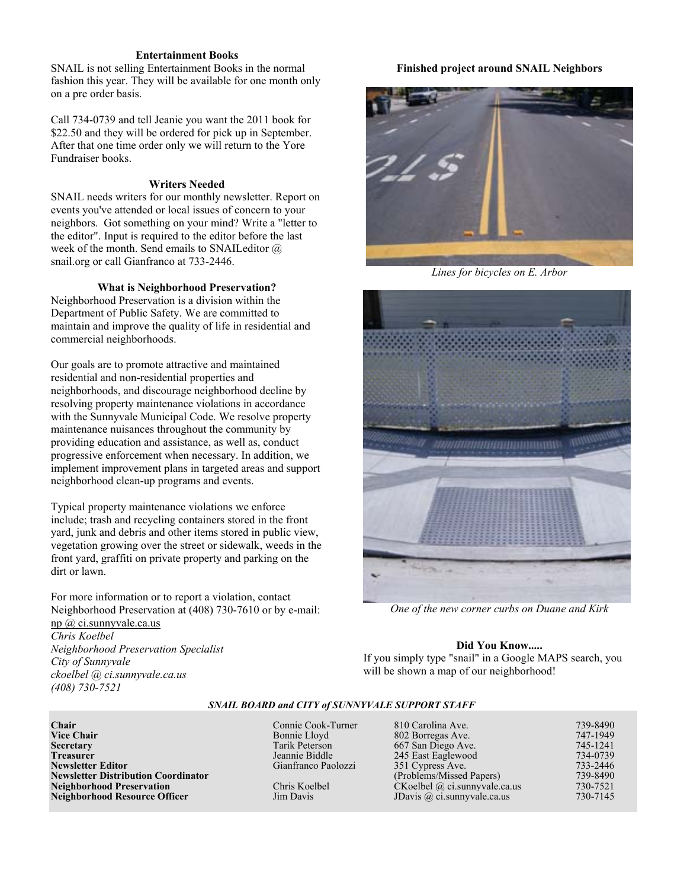### Entertainment Books

SNAIL is not selling Entertainment Books in the normal fashion this year. They will be available for one month only on a pre order basis.

Call 734-0739 and tell Jeanie you want the 2011 book for $22.50 and they will be ordered for pick up in September. After that one time order only we will return to the Yore Fundraiser books.

### Writers Needed

SNAIL needs writers for our monthly newsletter. Report on events you've attended or local issues of concern to your neighbors. Got something on your mind? Write a "letter to the editor". Input is required to the editor before the last week of the month. Send emails to SNAILeditor @ snail.org or call Gianfranco at 733-2446.

### What is Neighborhood Preservation?

Neighborhood Preservation is a division within the Department of Public Safety. We are committed to maintain and improve the quality of life in residential and commercial neighborhoods.

Our goals are to promote attractive and maintained residential and non-residential properties and neighborhoods, and discourage neighborhood decline by resolving property maintenance violations in accordance with the Sunnyvale Municipal Code. We resolve property maintenance nuisances throughout the community by providing education and assistance, as well as, conduct progressive enforcement when necessary. In addition, we implement improvement plans in targeted areas and support neighborhood clean-up programs and events.

Typical property maintenance violations we enforce include; trash and recycling containers stored in the front yard, junk and debris and other items stored in public view, vegetation growing over the street or sidewalk, weeds in the front yard, graffiti on private property and parking on the dirt or lawn.

For more information or to report a violation, contact Neighborhood Preservation at (408) 730-7610 or by e-mail: np @ ci.sunnyvale.ca.us

*Chris Koelbel*
*Neighborhood Preservation Specialist*
*City of Sunnyvale*
*ckoelbel @ ci.sunnyvale.ca.us*
*(408) 730-7521*

### Finished project around SNAIL Neighbors

*Lines for bicycles on E. Arbor*

*One of the new corner curbs on Duane and Kirk*

### Did You Know.....

If you simply type "snail" in a Google MAPS search, you will be shown a map of our neighborhood!

***SNAIL BOARD and CITY of SUNNYVALE SUPPORT STAFF***

| | | | |
|---|---|---|---|
| **Chair** | Connie Cook-Turner | 810 Carolina Ave. | 739-8490 |
| **Vice Chair** | Bonnie Lloyd | 802 Borregas Ave. | 747-1949 |
| **Secretary** | Tarik Peterson | 667 San Diego Ave. | 745-1241 |
| **Treasurer** | Jeannie Biddle | 245 East Eaglewood | 734-0739 |
| **Newsletter Editor** | Gianfranco Paolozzi | 351 Cypress Ave. | 733-2446 |
| **Newsletter Distribution Coordinator** | | (Problems/Missed Papers) | 739-8490 |
| **Neighborhood Preservation** | Chris Koelbel | CKoelbel @ ci.sunnyvale.ca.us | 730-7521 |
| **Neighborhood Resource Officer** | Jim Davis | JDavis @ ci.sunnyvale.ca.us | 730-7145 |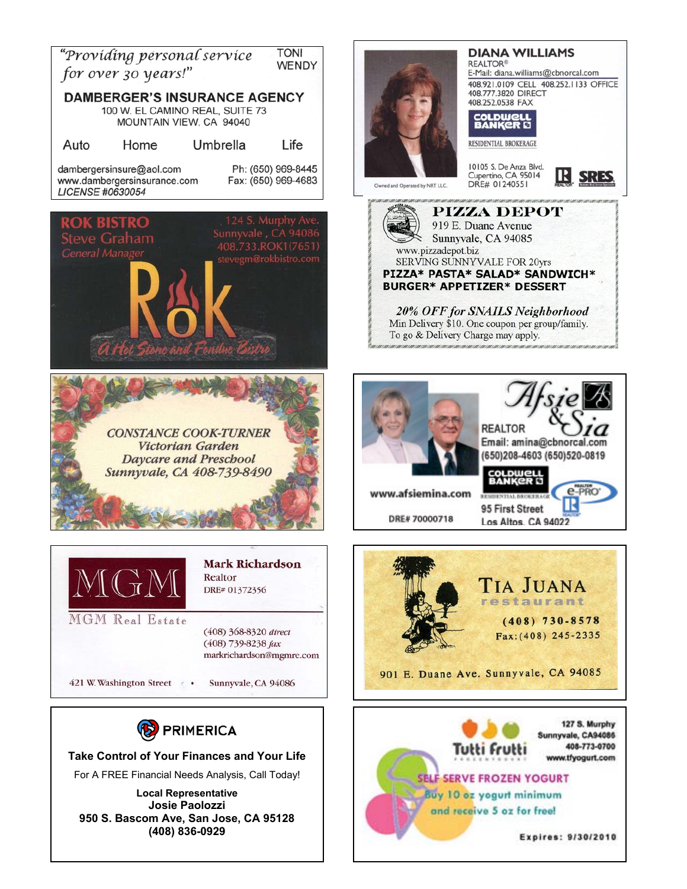"Providing personal service for over 30 years!"

TONI
WENDY

**DAMBERGER'S INSURANCE AGENCY**

100 W. EL CAMINO REAL, SUITE 73
MOUNTAIN VIEW, CA 94040

Auto Home Umbrella Life

dambergersinsure@aol.com
www.dambergersinsurance.com
*LICENSE #0630054*

Ph: (650) 969-8445
Fax: (650) 969-4683

---

**DIANA WILLIAMS**
REALTOR®
E-Mail: diana.williams@cbnorcal.com
408.921.0109 CELL 408.252.1133 OFFICE
408.777.3820 DIRECT
408.252.0538 FAX

COLDWELL BANKER
RESIDENTIAL BROKERAGE

10105 S. De Anza Blvd.
Cupertino, CA 95014
DRE# 01240551

SRES

Owned and Operated by NRT LLC.

---

**ROK BISTRO**
Steve Graham
*General Manager*

124 S. Murphy Ave.
Sunnyvale, CA 94086
408.733.ROK1(7651)
stevegm@rokbistro.com

ROK
*A Hot Stone and Fondue Bistro*

---

**PIZZA DEPOT**
919 E. Duane Avenue
Sunnyvale, CA 94085
www.pizzadepot.biz
SERVING SUNNYVALE FOR 20yrs

**PIZZA* PASTA* SALAD* SANDWICH* BURGER* APPETIZER* DESSERT**

***20% OFF for SNAILS Neighborhood***
Min Delivery $10. One coupon per group/family.
To go & Delivery Charge may apply.

---

*CONSTANCE COOK-TURNER*
*Victorian Garden*
*Daycare and Preschool*
*Sunnyvale, CA 408-739-8490*

---

**Afsie & Sia**
REALTOR
Email: amina@cbnorcal.com
(650)208-4603 (650)520-0819

COLDWELL BANKER
RESIDENTIAL BROKERAGE
e-PRO

www.afsiemina.com
DRE# 70000718

95 First Street
Los Altos, CA 94022

---

**MGM**
MGM Real Estate

**Mark Richardson**
Realtor
DRE# 01372356

(408) 368-8320 *direct*
(408) 739-8238 *fax*
markrichardson@mgmre.com

421 W. Washington Street • Sunnyvale, CA 94086

---

**TIA JUANA**
restaurant

**(408) 730-8578**
Fax: (408) 245-2335

901 E. Duane Ave. Sunnyvale, CA 94085

---

**PRIMERICA**

**Take Control of Your Finances and Your Life**

For A FREE Financial Needs Analysis, Call Today!

**Local Representative**
**Josie Paolozzi**
**950 S. Bascom Ave, San Jose, CA 95128**
**(408) 836-0929**

---

**Tutti Frutti**

127 S. Murphy
Sunnyvale, CA94086
408-773-0700
www.tfyogurt.com

SELF SERVE FROZEN YOGURT
Buy 10 oz yogurt minimum and receive 5 oz for free!

Expires: 9/30/2010